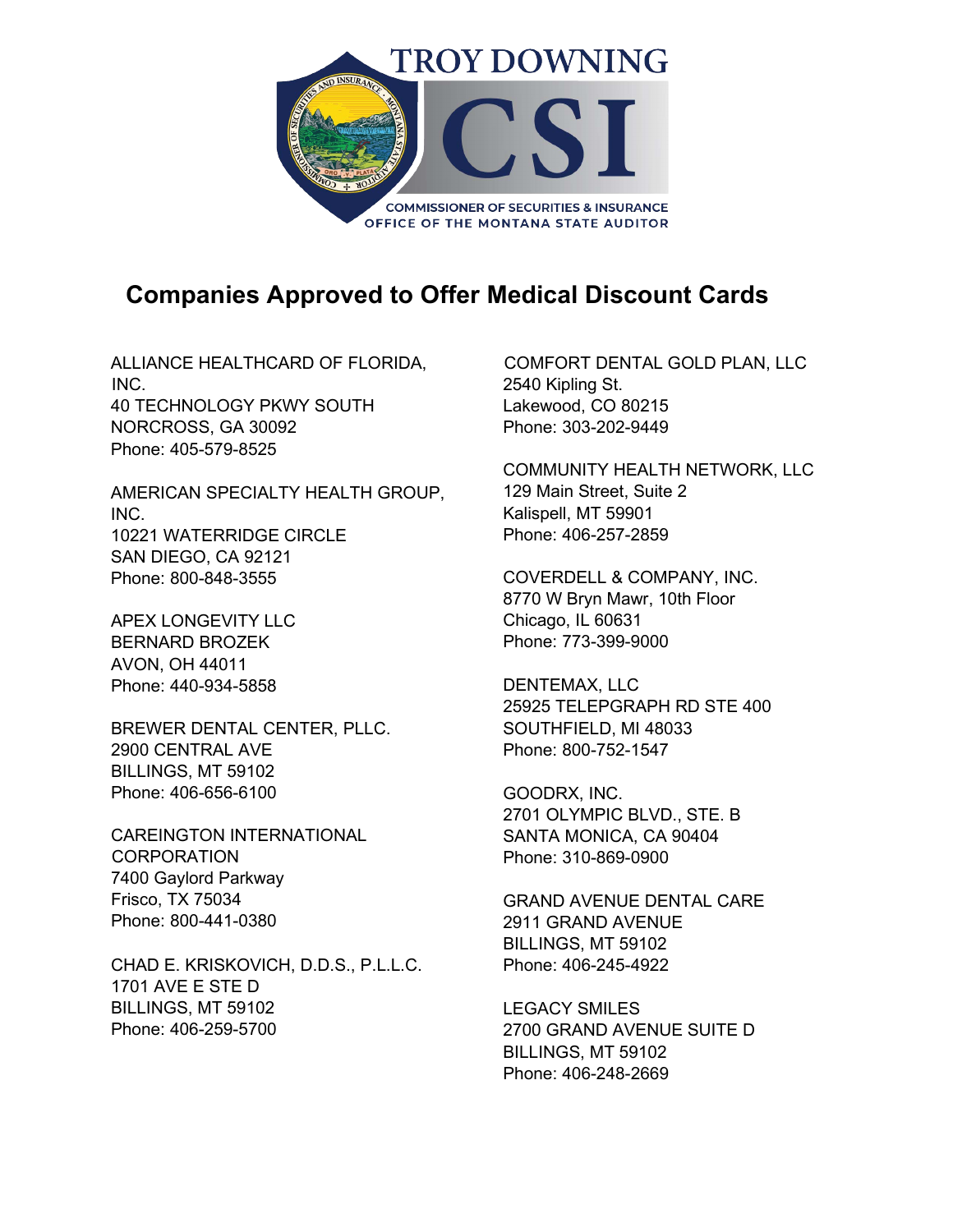TROY DOWNING

CSI

COMMISSIONER OF SECURITIES & INSURANCE
OFFICE OF THE MONTANA STATE AUDITOR

# Companies Approved to Offer Medical Discount Cards

ALLIANCE HEALTHCARD OF FLORIDA, INC.
40 TECHNOLOGY PKWY SOUTH
NORCROSS, GA 30092
Phone: 405-579-8525

AMERICAN SPECIALTY HEALTH GROUP, INC.
10221 WATERRIDGE CIRCLE
SAN DIEGO, CA 92121
Phone: 800-848-3555

APEX LONGEVITY LLC
BERNARD BROZEK
AVON, OH 44011
Phone: 440-934-5858

BREWER DENTAL CENTER, PLLC.
2900 CENTRAL AVE
BILLINGS, MT 59102
Phone: 406-656-6100

CAREINGTON INTERNATIONAL CORPORATION
7400 Gaylord Parkway
Frisco, TX 75034
Phone: 800-441-0380

CHAD E. KRISKOVICH, D.D.S., P.L.L.C.
1701 AVE E STE D
BILLINGS, MT 59102
Phone: 406-259-5700

COMFORT DENTAL GOLD PLAN, LLC
2540 Kipling St.
Lakewood, CO 80215
Phone: 303-202-9449

COMMUNITY HEALTH NETWORK, LLC
129 Main Street, Suite 2
Kalispell, MT 59901
Phone: 406-257-2859

COVERDELL & COMPANY, INC.
8770 W Bryn Mawr, 10th Floor
Chicago, IL 60631
Phone: 773-399-9000

DENTEMAX, LLC
25925 TELEPGRAPH RD STE 400
SOUTHFIELD, MI 48033
Phone: 800-752-1547

GOODRX, INC.
2701 OLYMPIC BLVD., STE. B
SANTA MONICA, CA 90404
Phone: 310-869-0900

GRAND AVENUE DENTAL CARE
2911 GRAND AVENUE
BILLINGS, MT 59102
Phone: 406-245-4922

LEGACY SMILES
2700 GRAND AVENUE SUITE D
BILLINGS, MT 59102
Phone: 406-248-2669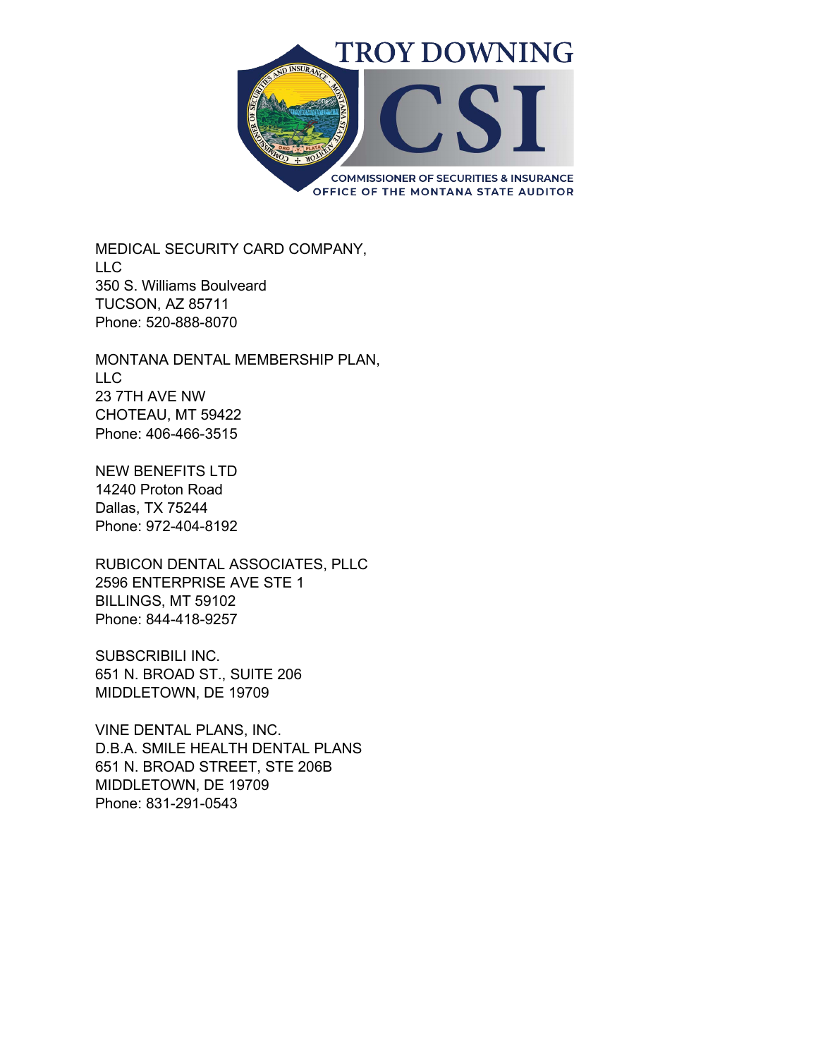MEDICAL SECURITY CARD COMPANY, LLC
350 S. Williams Boulveard
TUCSON, AZ 85711
Phone: 520-888-8070

MONTANA DENTAL MEMBERSHIP PLAN, LLC
23 7TH AVE NW
CHOTEAU, MT 59422
Phone: 406-466-3515

NEW BENEFITS LTD
14240 Proton Road
Dallas, TX 75244
Phone: 972-404-8192

RUBICON DENTAL ASSOCIATES, PLLC
2596 ENTERPRISE AVE STE 1
BILLINGS, MT 59102
Phone: 844-418-9257

SUBSCRIBILI INC.
651 N. BROAD ST., SUITE 206
MIDDLETOWN, DE 19709

VINE DENTAL PLANS, INC.
D.B.A. SMILE HEALTH DENTAL PLANS
651 N. BROAD STREET, STE 206B
MIDDLETOWN, DE 19709
Phone: 831-291-0543